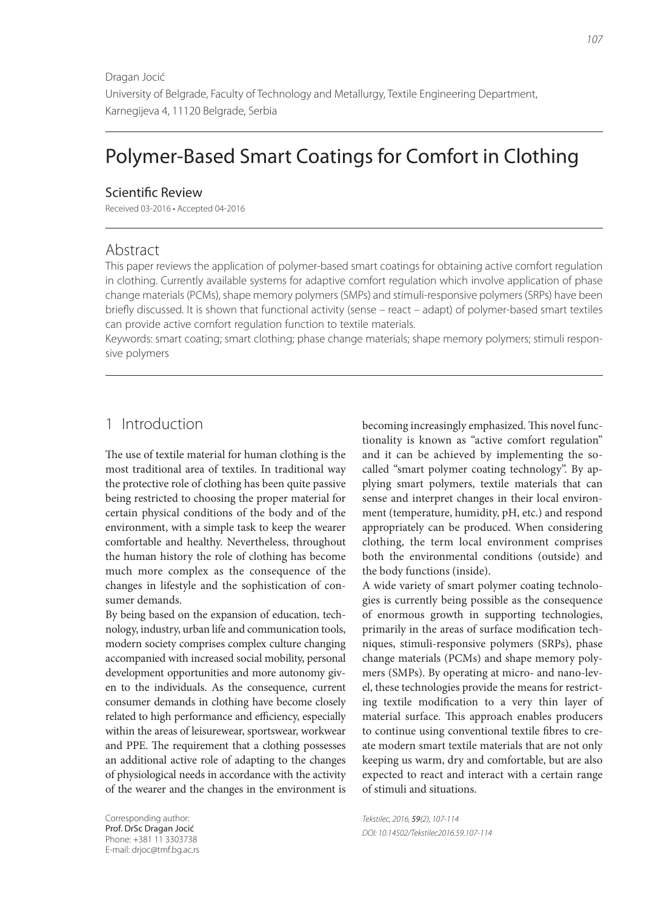Dragan Jocić
University of Belgrade, Faculty of Technology and Metallurgy, Textile Engineering Department, Karnegijeva 4, 11120 Belgrade, Serbia

# Polymer-Based Smart Coatings for Comfort in Clothing

### Scientific Review

Received 03-2016 • Accepted 04-2016

## Abstract

This paper reviews the application of polymer-based smart coatings for obtaining active comfort regulation in clothing. Currently available systems for adaptive comfort regulation which involve application of phase change materials (PCMs), shape memory polymers (SMPs) and stimuli-responsive polymers (SRPs) have been briefly discussed. It is shown that functional activity (sense – react – adapt) of polymer-based smart textiles can provide active comfort regulation function to textile materials.

Keywords: smart coating; smart clothing; phase change materials; shape memory polymers; stimuli responsive polymers

## 1 Introduction

The use of textile material for human clothing is the most traditional area of textiles. In traditional way the protective role of clothing has been quite passive being restricted to choosing the proper material for certain physical conditions of the body and of the environment, with a simple task to keep the wearer comfortable and healthy. Nevertheless, throughout the human history the role of clothing has become much more complex as the consequence of the changes in lifestyle and the sophistication of consumer demands.

By being based on the expansion of education, technology, industry, urban life and communication tools, modern society comprises complex culture changing accompanied with increased social mobility, personal development opportunities and more autonomy given to the individuals. As the consequence, current consumer demands in clothing have become closely related to high performance and efficiency, especially within the areas of leisurewear, sportswear, workwear and PPE. The requirement that a clothing possesses an additional active role of adapting to the changes of physiological needs in accordance with the activity of the wearer and the changes in the environment is becoming increasingly emphasized. This novel functionality is known as "active comfort regulation" and it can be achieved by implementing the so-called "smart polymer coating technology". By applying smart polymers, textile materials that can sense and interpret changes in their local environment (temperature, humidity, pH, etc.) and respond appropriately can be produced. When considering clothing, the term local environment comprises both the environmental conditions (outside) and the body functions (inside).

A wide variety of smart polymer coating technologies is currently being possible as the consequence of enormous growth in supporting technologies, primarily in the areas of surface modification techniques, stimuli-responsive polymers (SRPs), phase change materials (PCMs) and shape memory polymers (SMPs). By operating at micro- and nano-level, these technologies provide the means for restricting textile modification to a very thin layer of material surface. This approach enables producers to continue using conventional textile fibres to create modern smart textile materials that are not only keeping us warm, dry and comfortable, but are also expected to react and interact with a certain range of stimuli and situations.

Corresponding author:
Prof. DrSc Dragan Jocić
Phone: +381 11 3303738
E-mail: drjoc@tmf.bg.ac.rs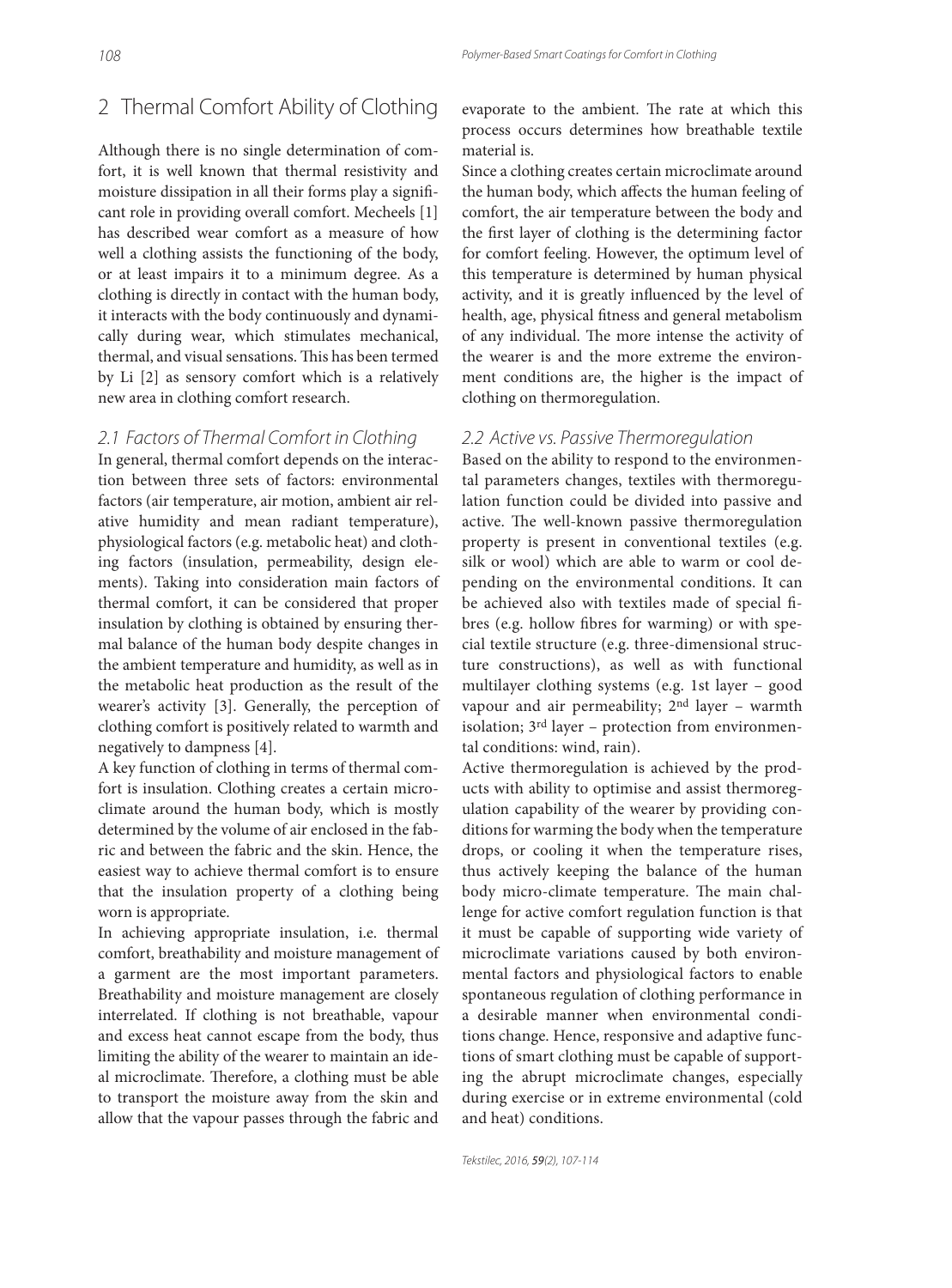## 2 Thermal Comfort Ability of Clothing

Although there is no single determination of comfort, it is well known that thermal resistivity and moisture dissipation in all their forms play a significant role in providing overall comfort. Mecheels [1] has described wear comfort as a measure of how well a clothing assists the functioning of the body, or at least impairs it to a minimum degree. As a clothing is directly in contact with the human body, it interacts with the body continuously and dynamically during wear, which stimulates mechanical, thermal, and visual sensations. This has been termed by Li [2] as sensory comfort which is a relatively new area in clothing comfort research.

### *2.1 Factors of Thermal Comfort in Clothing*

In general, thermal comfort depends on the interaction between three sets of factors: environmental factors (air temperature, air motion, ambient air relative humidity and mean radiant temperature), physiological factors (e.g. metabolic heat) and clothing factors (insulation, permeability, design elements). Taking into consideration main factors of thermal comfort, it can be considered that proper insulation by clothing is obtained by ensuring thermal balance of the human body despite changes in the ambient temperature and humidity, as well as in the metabolic heat production as the result of the wearer's activity [3]. Generally, the perception of clothing comfort is positively related to warmth and negatively to dampness [4].

A key function of clothing in terms of thermal comfort is insulation. Clothing creates a certain microclimate around the human body, which is mostly determined by the volume of air enclosed in the fabric and between the fabric and the skin. Hence, the easiest way to achieve thermal comfort is to ensure that the insulation property of a clothing being worn is appropriate.

In achieving appropriate insulation, i.e. thermal comfort, breathability and moisture management of a garment are the most important parameters. Breathability and moisture management are closely interrelated. If clothing is not breathable, vapour and excess heat cannot escape from the body, thus limiting the ability of the wearer to maintain an ideal microclimate. Therefore, a clothing must be able to transport the moisture away from the skin and allow that the vapour passes through the fabric and evaporate to the ambient. The rate at which this process occurs determines how breathable textile material is.

Since a clothing creates certain microclimate around the human body, which affects the human feeling of comfort, the air temperature between the body and the first layer of clothing is the determining factor for comfort feeling. However, the optimum level of this temperature is determined by human physical activity, and it is greatly influenced by the level of health, age, physical fitness and general metabolism of any individual. The more intense the activity of the wearer is and the more extreme the environment conditions are, the higher is the impact of clothing on thermoregulation.

### *2.2 Active vs. Passive Thermoregulation*

Based on the ability to respond to the environmental parameters changes, textiles with thermoregulation function could be divided into passive and active. The well-known passive thermoregulation property is present in conventional textiles (e.g. silk or wool) which are able to warm or cool depending on the environmental conditions. It can be achieved also with textiles made of special fibres (e.g. hollow fibres for warming) or with special textile structure (e.g. three-dimensional structure constructions), as well as with functional multilayer clothing systems (e.g. 1st layer – good vapour and air permeability; 2nd layer – warmth isolation; 3rd layer – protection from environmental conditions: wind, rain).

Active thermoregulation is achieved by the products with ability to optimise and assist thermoregulation capability of the wearer by providing conditions for warming the body when the temperature drops, or cooling it when the temperature rises, thus actively keeping the balance of the human body micro-climate temperature. The main challenge for active comfort regulation function is that it must be capable of supporting wide variety of microclimate variations caused by both environmental factors and physiological factors to enable spontaneous regulation of clothing performance in a desirable manner when environmental conditions change. Hence, responsive and adaptive functions of smart clothing must be capable of supporting the abrupt microclimate changes, especially during exercise or in extreme environmental (cold and heat) conditions.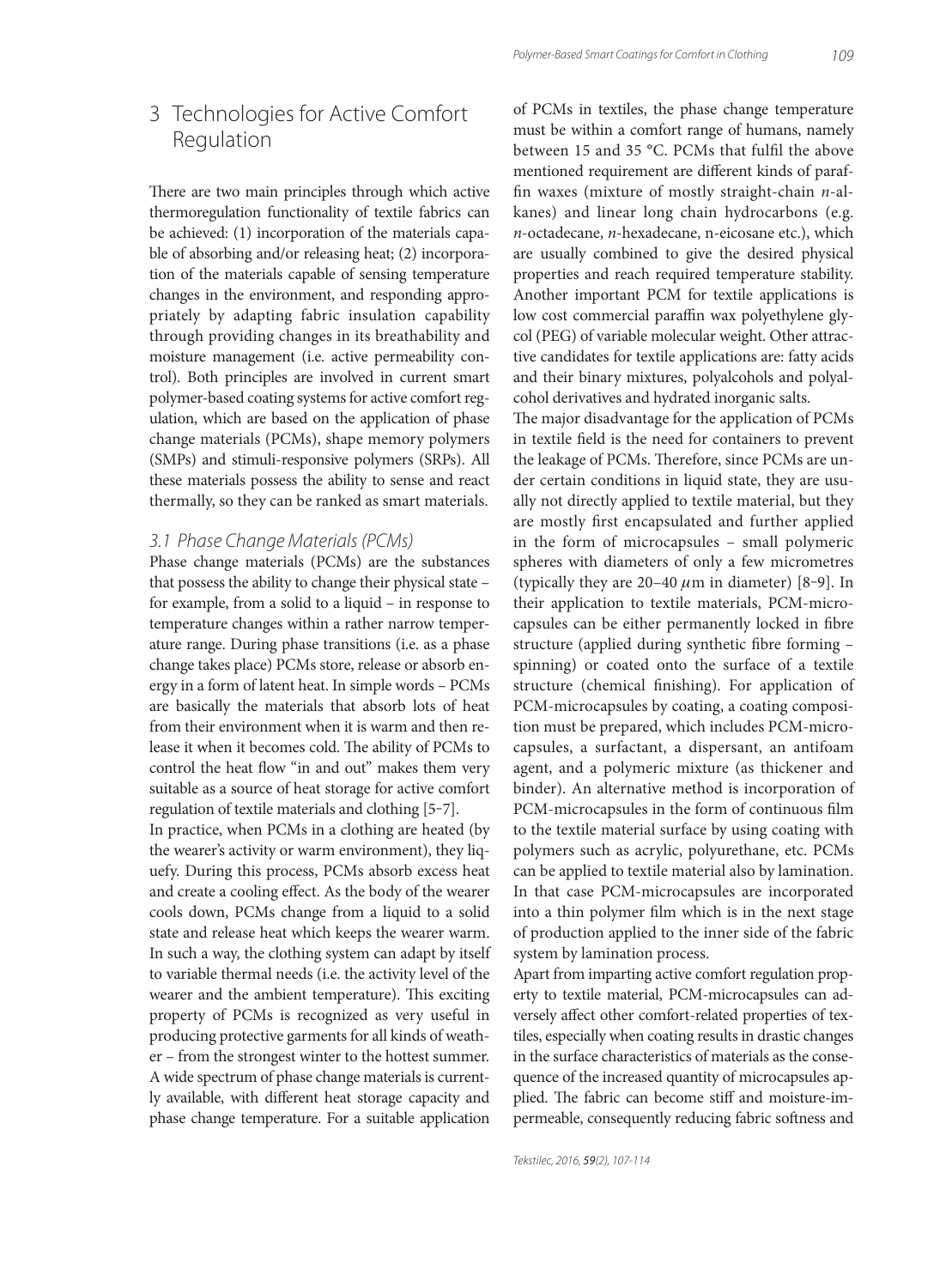## 3 Technologies for Active Comfort Regulation

There are two main principles through which active thermoregulation functionality of textile fabrics can be achieved: (1) incorporation of the materials capable of absorbing and/or releasing heat; (2) incorporation of the materials capable of sensing temperature changes in the environment, and responding appropriately by adapting fabric insulation capability through providing changes in its breathability and moisture management (i.e. active permeability control). Both principles are involved in current smart polymer-based coating systems for active comfort regulation, which are based on the application of phase change materials (PCMs), shape memory polymers (SMPs) and stimuli-responsive polymers (SRPs). All these materials possess the ability to sense and react thermally, so they can be ranked as smart materials.

### *3.1 Phase Change Materials (PCMs)*

Phase change materials (PCMs) are the substances that possess the ability to change their physical state – for example, from a solid to a liquid – in response to temperature changes within a rather narrow temperature range. During phase transitions (i.e. as a phase change takes place) PCMs store, release or absorb energy in a form of latent heat. In simple words – PCMs are basically the materials that absorb lots of heat from their environment when it is warm and then release it when it becomes cold. The ability of PCMs to control the heat flow "in and out" makes them very suitable as a source of heat storage for active comfort regulation of textile materials and clothing [5-7].

In practice, when PCMs in a clothing are heated (by the wearer's activity or warm environment), they liquefy. During this process, PCMs absorb excess heat and create a cooling effect. As the body of the wearer cools down, PCMs change from a liquid to a solid state and release heat which keeps the wearer warm. In such a way, the clothing system can adapt by itself to variable thermal needs (i.e. the activity level of the wearer and the ambient temperature). This exciting property of PCMs is recognized as very useful in producing protective garments for all kinds of weather – from the strongest winter to the hottest summer. A wide spectrum of phase change materials is currently available, with different heat storage capacity and phase change temperature. For a suitable application of PCMs in textiles, the phase change temperature must be within a comfort range of humans, namely between 15 and 35 °C. PCMs that fulfil the above mentioned requirement are different kinds of paraffin waxes (mixture of mostly straight-chain *n*-alkanes) and linear long chain hydrocarbons (e.g. *n*-octadecane, *n*-hexadecane, n-eicosane etc.), which are usually combined to give the desired physical properties and reach required temperature stability. Another important PCM for textile applications is low cost commercial paraffin wax polyethylene glycol (PEG) of variable molecular weight. Other attractive candidates for textile applications are: fatty acids and their binary mixtures, polyalcohols and polyalcohol derivatives and hydrated inorganic salts.

The major disadvantage for the application of PCMs in textile field is the need for containers to prevent the leakage of PCMs. Therefore, since PCMs are under certain conditions in liquid state, they are usually not directly applied to textile material, but they are mostly first encapsulated and further applied in the form of microcapsules – small polymeric spheres with diameters of only a few micrometres (typically they are 20–40 $\mu$m in diameter) [8-9]. In their application to textile materials, PCM-microcapsules can be either permanently locked in fibre structure (applied during synthetic fibre forming – spinning) or coated onto the surface of a textile structure (chemical finishing). For application of PCM-microcapsules by coating, a coating composition must be prepared, which includes PCM-microcapsules, a surfactant, a dispersant, an antifoam agent, and a polymeric mixture (as thickener and binder). An alternative method is incorporation of PCM-microcapsules in the form of continuous film to the textile material surface by using coating with polymers such as acrylic, polyurethane, etc. PCMs can be applied to textile material also by lamination. In that case PCM-microcapsules are incorporated into a thin polymer film which is in the next stage of production applied to the inner side of the fabric system by lamination process.

Apart from imparting active comfort regulation property to textile material, PCM-microcapsules can adversely affect other comfort-related properties of textiles, especially when coating results in drastic changes in the surface characteristics of materials as the consequence of the increased quantity of microcapsules applied. The fabric can become stiff and moisture-impermeable, consequently reducing fabric softness and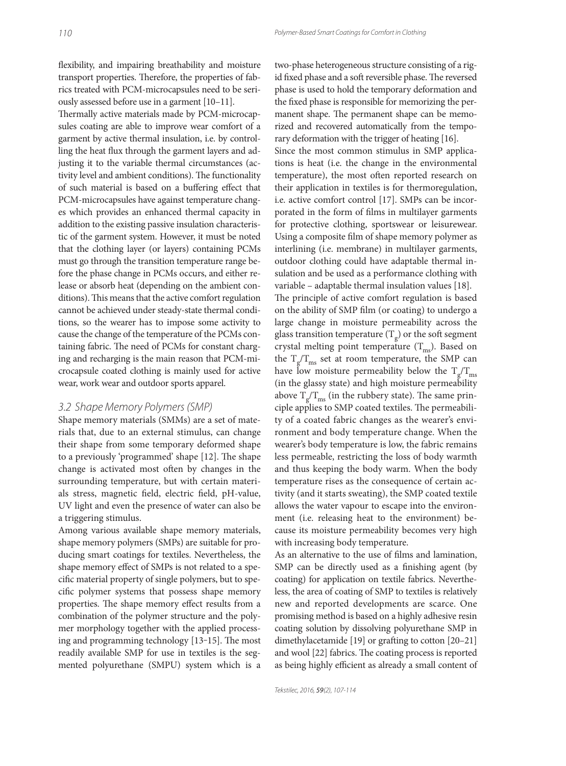flexibility, and impairing breathability and moisture transport properties. Therefore, the properties of fabrics treated with PCM-microcapsules need to be seriously assessed before use in a garment [10–11].

Thermally active materials made by PCM-microcapsules coating are able to improve wear comfort of a garment by active thermal insulation, i.e. by controlling the heat flux through the garment layers and adjusting it to the variable thermal circumstances (activity level and ambient conditions). The functionality of such material is based on a buffering effect that PCM-microcapsules have against temperature changes which provides an enhanced thermal capacity in addition to the existing passive insulation characteristic of the garment system. However, it must be noted that the clothing layer (or layers) containing PCMs must go through the transition temperature range before the phase change in PCMs occurs, and either release or absorb heat (depending on the ambient conditions). This means that the active comfort regulation cannot be achieved under steady-state thermal conditions, so the wearer has to impose some activity to cause the change of the temperature of the PCMs containing fabric. The need of PCMs for constant charging and recharging is the main reason that PCM-microcapsule coated clothing is mainly used for active wear, work wear and outdoor sports apparel.

### *3.2 Shape Memory Polymers (SMP)*

Shape memory materials (SMMs) are a set of materials that, due to an external stimulus, can change their shape from some temporary deformed shape to a previously 'programmed' shape [12]. The shape change is activated most often by changes in the surrounding temperature, but with certain materials stress, magnetic field, electric field, pH-value, UV light and even the presence of water can also be a triggering stimulus.

Among various available shape memory materials, shape memory polymers (SMPs) are suitable for producing smart coatings for textiles. Nevertheless, the shape memory effect of SMPs is not related to a specific material property of single polymers, but to specific polymer systems that possess shape memory properties. The shape memory effect results from a combination of the polymer structure and the polymer morphology together with the applied processing and programming technology [13-15]. The most readily available SMP for use in textiles is the segmented polyurethane (SMPU) system which is a two-phase heterogeneous structure consisting of a rigid fixed phase and a soft reversible phase. The reversed phase is used to hold the temporary deformation and the fixed phase is responsible for memorizing the permanent shape. The permanent shape can be memorized and recovered automatically from the temporary deformation with the trigger of heating [16].

Since the most common stimulus in SMP applications is heat (i.e. the change in the environmental temperature), the most often reported research on their application in textiles is for thermoregulation, i.e. active comfort control [17]. SMPs can be incorporated in the form of films in multilayer garments for protective clothing, sportswear or leisurewear. Using a composite film of shape memory polymer as interlining (i.e. membrane) in multilayer garments, outdoor clothing could have adaptable thermal insulation and be used as a performance clothing with variable – adaptable thermal insulation values [18].

The principle of active comfort regulation is based on the ability of SMP film (or coating) to undergo a large change in moisture permeability across the glass transition temperature ($T_g$) or the soft segment crystal melting point temperature ($T_{ms}$). Based on the $T_g/T_{ms}$ set at room temperature, the SMP can have low moisture permeability below the $T_g/T_{ms}$ (in the glassy state) and high moisture permeability above $T_g/T_{ms}$ (in the rubbery state). The same principle applies to SMP coated textiles. The permeability of a coated fabric changes as the wearer's environment and body temperature change. When the wearer's body temperature is low, the fabric remains less permeable, restricting the loss of body warmth and thus keeping the body warm. When the body temperature rises as the consequence of certain activity (and it starts sweating), the SMP coated textile allows the water vapour to escape into the environment (i.e. releasing heat to the environment) because its moisture permeability becomes very high with increasing body temperature.

As an alternative to the use of films and lamination, SMP can be directly used as a finishing agent (by coating) for application on textile fabrics. Nevertheless, the area of coating of SMP to textiles is relatively new and reported developments are scarce. One promising method is based on a highly adhesive resin coating solution by dissolving polyurethane SMP in dimethylacetamide [19] or grafting to cotton [20–21] and wool [22] fabrics. The coating process is reported as being highly efficient as already a small content of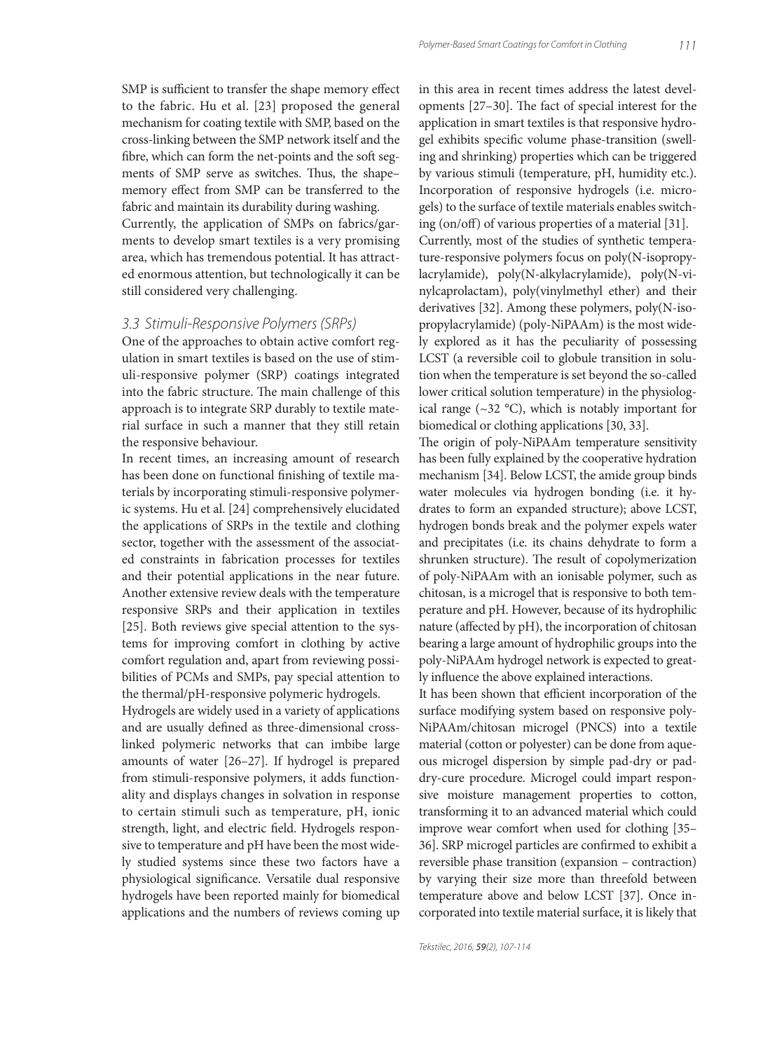SMP is sufficient to transfer the shape memory effect to the fabric. Hu et al. [23] proposed the general mechanism for coating textile with SMP, based on the cross-linking between the SMP network itself and the fibre, which can form the net-points and the soft segments of SMP serve as switches. Thus, the shape–memory effect from SMP can be transferred to the fabric and maintain its durability during washing.

Currently, the application of SMPs on fabrics/garments to develop smart textiles is a very promising area, which has tremendous potential. It has attracted enormous attention, but technologically it can be still considered very challenging.

### *3.3 Stimuli-Responsive Polymers (SRPs)*

One of the approaches to obtain active comfort regulation in smart textiles is based on the use of stimuli-responsive polymer (SRP) coatings integrated into the fabric structure. The main challenge of this approach is to integrate SRP durably to textile material surface in such a manner that they still retain the responsive behaviour.

In recent times, an increasing amount of research has been done on functional finishing of textile materials by incorporating stimuli-responsive polymeric systems. Hu et al. [24] comprehensively elucidated the applications of SRPs in the textile and clothing sector, together with the assessment of the associated constraints in fabrication processes for textiles and their potential applications in the near future. Another extensive review deals with the temperature responsive SRPs and their application in textiles [25]. Both reviews give special attention to the systems for improving comfort in clothing by active comfort regulation and, apart from reviewing possibilities of PCMs and SMPs, pay special attention to the thermal/pH-responsive polymeric hydrogels.

Hydrogels are widely used in a variety of applications and are usually defined as three-dimensional cross-linked polymeric networks that can imbibe large amounts of water [26–27]. If hydrogel is prepared from stimuli-responsive polymers, it adds functionality and displays changes in solvation in response to certain stimuli such as temperature, pH, ionic strength, light, and electric field. Hydrogels responsive to temperature and pH have been the most widely studied systems since these two factors have a physiological significance. Versatile dual responsive hydrogels have been reported mainly for biomedical applications and the numbers of reviews coming up in this area in recent times address the latest developments [27–30]. The fact of special interest for the application in smart textiles is that responsive hydrogel exhibits specific volume phase-transition (swelling and shrinking) properties which can be triggered by various stimuli (temperature, pH, humidity etc.). Incorporation of responsive hydrogels (i.e. microgels) to the surface of textile materials enables switching (on/off) of various properties of a material [31].

Currently, most of the studies of synthetic temperature-responsive polymers focus on poly(N-isopropylacrylamide), poly(N-alkylacrylamide), poly(N-vinylcaprolactam), poly(vinylmethyl ether) and their derivatives [32]. Among these polymers, poly(N-isopropylacrylamide) (poly-NiPAAm) is the most widely explored as it has the peculiarity of possessing LCST (a reversible coil to globule transition in solution when the temperature is set beyond the so-called lower critical solution temperature) in the physiological range (~32 °C), which is notably important for biomedical or clothing applications [30, 33].

The origin of poly-NiPAAm temperature sensitivity has been fully explained by the cooperative hydration mechanism [34]. Below LCST, the amide group binds water molecules via hydrogen bonding (i.e. it hydrates to form an expanded structure); above LCST, hydrogen bonds break and the polymer expels water and precipitates (i.e. its chains dehydrate to form a shrunken structure). The result of copolymerization of poly-NiPAAm with an ionisable polymer, such as chitosan, is a microgel that is responsive to both temperature and pH. However, because of its hydrophilic nature (affected by pH), the incorporation of chitosan bearing a large amount of hydrophilic groups into the poly-NiPAAm hydrogel network is expected to greatly influence the above explained interactions.

It has been shown that efficient incorporation of the surface modifying system based on responsive poly-NiPAAm/chitosan microgel (PNCS) into a textile material (cotton or polyester) can be done from aqueous microgel dispersion by simple pad-dry or pad-dry-cure procedure. Microgel could impart responsive moisture management properties to cotton, transforming it to an advanced material which could improve wear comfort when used for clothing [35–36]. SRP microgel particles are confirmed to exhibit a reversible phase transition (expansion – contraction) by varying their size more than threefold between temperature above and below LCST [37]. Once incorporated into textile material surface, it is likely that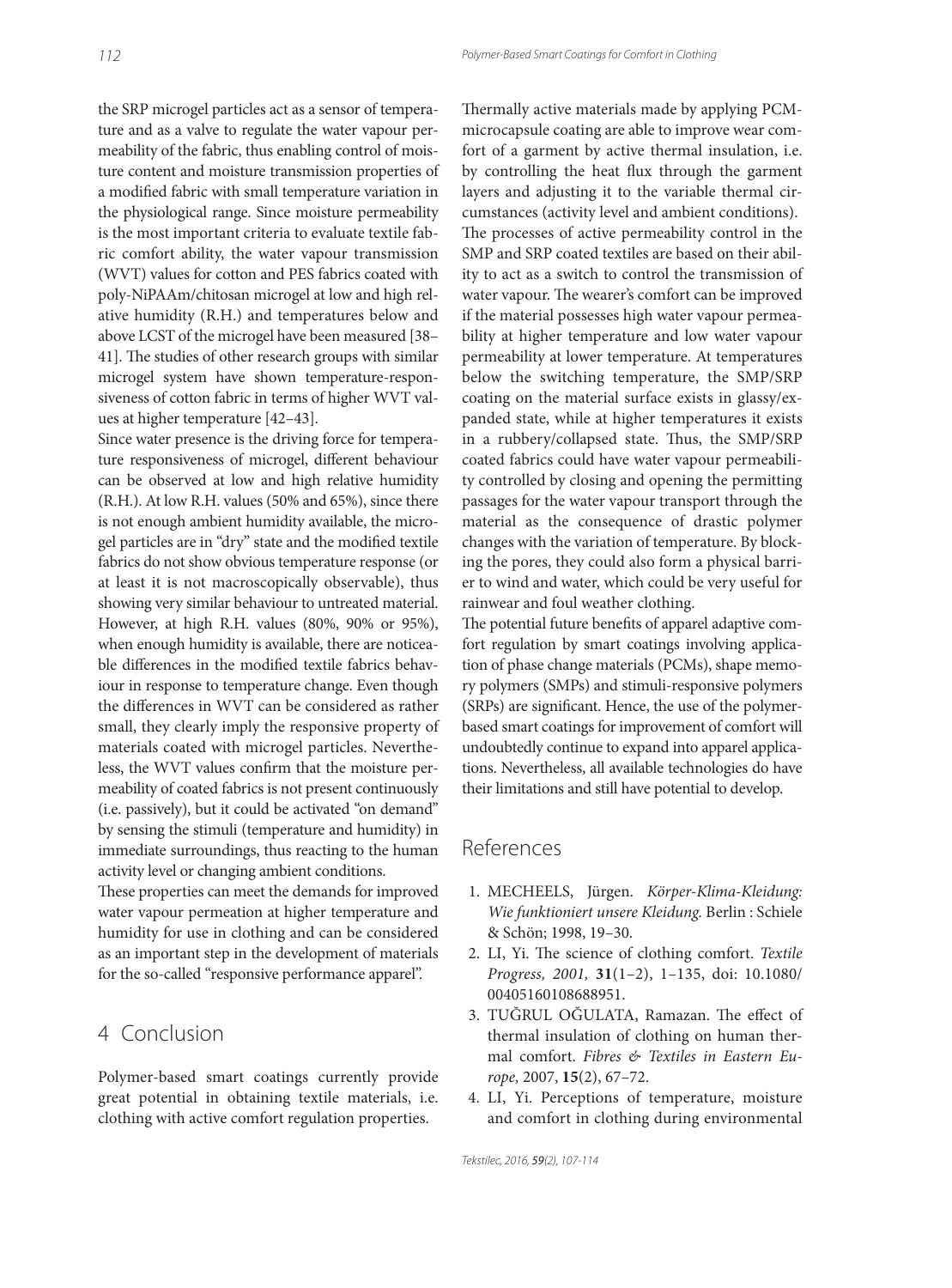the SRP microgel particles act as a sensor of temperature and as a valve to regulate the water vapour permeability of the fabric, thus enabling control of moisture content and moisture transmission properties of a modified fabric with small temperature variation in the physiological range. Since moisture permeability is the most important criteria to evaluate textile fabric comfort ability, the water vapour transmission (WVT) values for cotton and PES fabrics coated with poly-NiPAAm/chitosan microgel at low and high relative humidity (R.H.) and temperatures below and above LCST of the microgel have been measured [38–41]. The studies of other research groups with similar microgel system have shown temperature-responsiveness of cotton fabric in terms of higher WVT values at higher temperature [42–43].

Since water presence is the driving force for temperature responsiveness of microgel, different behaviour can be observed at low and high relative humidity (R.H.). At low R.H. values (50% and 65%), since there is not enough ambient humidity available, the microgel particles are in "dry" state and the modified textile fabrics do not show obvious temperature response (or at least it is not macroscopically observable), thus showing very similar behaviour to untreated material. However, at high R.H. values (80%, 90% or 95%), when enough humidity is available, there are noticeable differences in the modified textile fabrics behaviour in response to temperature change. Even though the differences in WVT can be considered as rather small, they clearly imply the responsive property of materials coated with microgel particles. Nevertheless, the WVT values confirm that the moisture permeability of coated fabrics is not present continuously (i.e. passively), but it could be activated "on demand" by sensing the stimuli (temperature and humidity) in immediate surroundings, thus reacting to the human activity level or changing ambient conditions.

These properties can meet the demands for improved water vapour permeation at higher temperature and humidity for use in clothing and can be considered as an important step in the development of materials for the so-called "responsive performance apparel".

## 4 Conclusion

Polymer-based smart coatings currently provide great potential in obtaining textile materials, i.e. clothing with active comfort regulation properties.

Thermally active materials made by applying PCM-microcapsule coating are able to improve wear comfort of a garment by active thermal insulation, i.e. by controlling the heat flux through the garment layers and adjusting it to the variable thermal circumstances (activity level and ambient conditions).

The processes of active permeability control in the SMP and SRP coated textiles are based on their ability to act as a switch to control the transmission of water vapour. The wearer's comfort can be improved if the material possesses high water vapour permeability at higher temperature and low water vapour permeability at lower temperature. At temperatures below the switching temperature, the SMP/SRP coating on the material surface exists in glassy/expanded state, while at higher temperatures it exists in a rubbery/collapsed state. Thus, the SMP/SRP coated fabrics could have water vapour permeability controlled by closing and opening the permitting passages for the water vapour transport through the material as the consequence of drastic polymer changes with the variation of temperature. By blocking the pores, they could also form a physical barrier to wind and water, which could be very useful for rainwear and foul weather clothing.

The potential future benefits of apparel adaptive comfort regulation by smart coatings involving application of phase change materials (PCMs), shape memory polymers (SMPs) and stimuli-responsive polymers (SRPs) are significant. Hence, the use of the polymer-based smart coatings for improvement of comfort will undoubtedly continue to expand into apparel applications. Nevertheless, all available technologies do have their limitations and still have potential to develop.

## References

1. MECHEELS, Jürgen. *Körper-Klima-Kleidung: Wie funktioniert unsere Kleidung.* Berlin : Schiele & Schön; 1998, 19–30.
2. LI, Yi. The science of clothing comfort. *Textile Progress, 2001,* **31**(1–2), 1–135, doi: 10.1080/00405160108688951.
3. TUĞRUL OĞULATA, Ramazan. The effect of thermal insulation of clothing on human thermal comfort. *Fibres & Textiles in Eastern Europe,* 2007, **15**(2), 67–72.
4. LI, Yi. Perceptions of temperature, moisture and comfort in clothing during environmental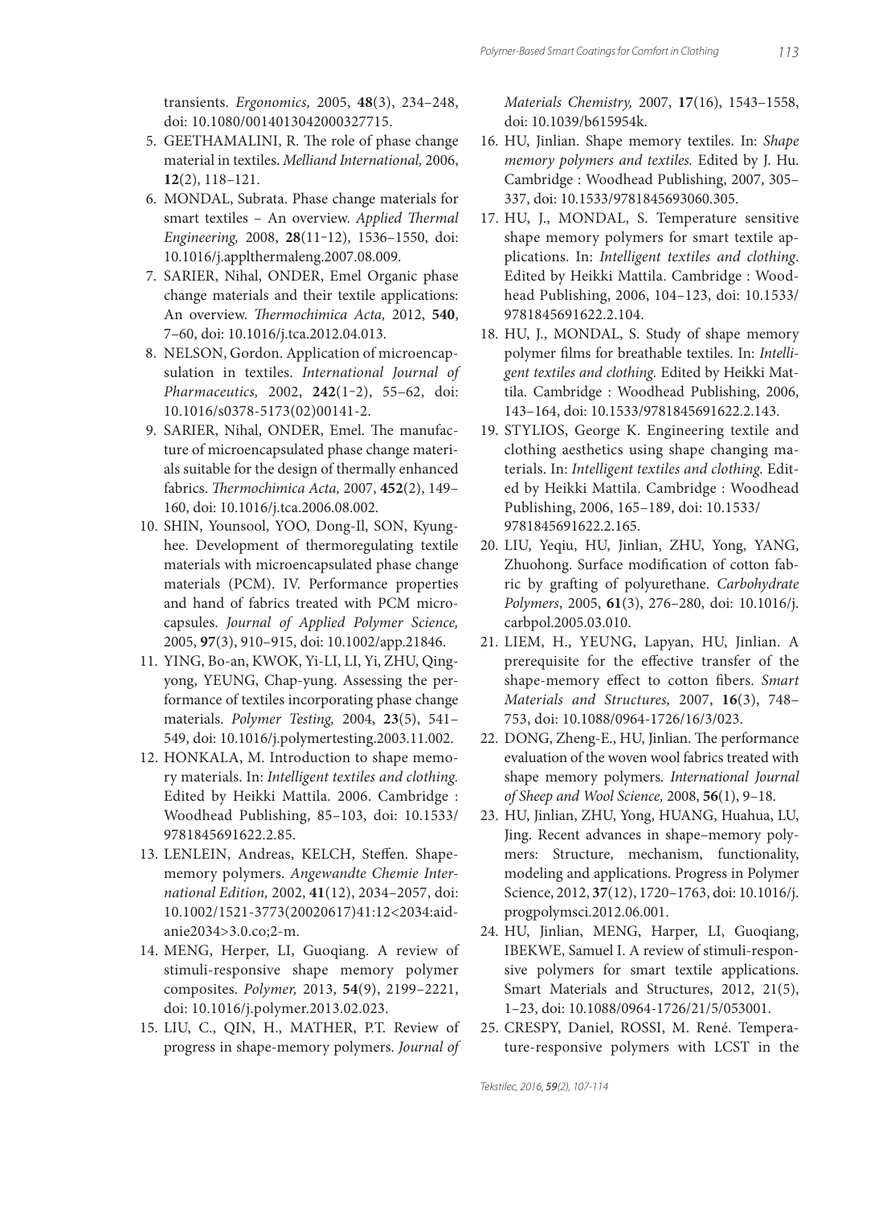transients. *Ergonomics,* 2005, **48**(3), 234–248, doi: 10.1080/0014013042000327715.

5. GEETHAMALINI, R. The role of phase change material in textiles. *Melliand International,* 2006, **12**(2), 118–121.
6. MONDAL, Subrata. Phase change materials for smart textiles – An overview. *Applied Thermal Engineering,* 2008, **28**(11-12), 1536–1550, doi: 10.1016/j.applthermaleng.2007.08.009.
7. SARIER, Nihal, ONDER, Emel Organic phase change materials and their textile applications: An overview. *Thermochimica Acta,* 2012, **540**, 7–60, doi: 10.1016/j.tca.2012.04.013.
8. NELSON, Gordon. Application of microencapsulation in textiles. *International Journal of Pharmaceutics,* 2002, **242**(1-2), 55–62, doi: 10.1016/s0378-5173(02)00141-2.
9. SARIER, Nihal, ONDER, Emel. The manufacture of microencapsulated phase change materials suitable for the design of thermally enhanced fabrics. *Thermochimica Acta,* 2007, **452**(2), 149–160, doi: 10.1016/j.tca.2006.08.002.
10. SHIN, Younsool, YOO, Dong-Il, SON, Kyunghee. Development of thermoregulating textile materials with microencapsulated phase change materials (PCM). IV. Performance properties and hand of fabrics treated with PCM microcapsules. *Journal of Applied Polymer Science,* 2005, **97**(3), 910–915, doi: 10.1002/app.21846.
11. YING, Bo-an, KWOK, Yi-LI, LI, Yi, ZHU, Qingyong, YEUNG, Chap-yung. Assessing the performance of textiles incorporating phase change materials. *Polymer Testing,* 2004, **23**(5), 541–549, doi: 10.1016/j.polymertesting.2003.11.002.
12. HONKALA, M. Introduction to shape memory materials. In: *Intelligent textiles and clothing.* Edited by Heikki Mattila. 2006. Cambridge : Woodhead Publishing, 85–103, doi: 10.1533/9781845691622.2.85.
13. LENLEIN, Andreas, KELCH, Steffen. Shape-memory polymers. *Angewandte Chemie International Edition,* 2002, **41**(12), 2034–2057, doi: 10.1002/1521-3773(20020617)41:12<2034:aid-anie2034>3.0.co;2-m.
14. MENG, Herper, LI, Guoqiang. A review of stimuli-responsive shape memory polymer composites. *Polymer,* 2013, **54**(9), 2199–2221, doi: 10.1016/j.polymer.2013.02.023.
15. LIU, C., QIN, H., MATHER, P.T. Review of progress in shape-memory polymers. *Journal of Materials Chemistry,* 2007, **17**(16), 1543–1558, doi: 10.1039/b615954k.
16. HU, Jinlian. Shape memory textiles. In: *Shape memory polymers and textiles.* Edited by J. Hu. Cambridge : Woodhead Publishing, 2007, 305–337, doi: 10.1533/9781845693060.305.
17. HU, J., MONDAL, S. Temperature sensitive shape memory polymers for smart textile applications. In: *Intelligent textiles and clothing.* Edited by Heikki Mattila. Cambridge : Woodhead Publishing, 2006, 104–123, doi: 10.1533/9781845691622.2.104.
18. HU, J., MONDAL, S. Study of shape memory polymer films for breathable textiles. In: *Intelligent textiles and clothing.* Edited by Heikki Mattila. Cambridge : Woodhead Publishing, 2006, 143–164, doi: 10.1533/9781845691622.2.143.
19. STYLIOS, George K. Engineering textile and clothing aesthetics using shape changing materials. In: *Intelligent textiles and clothing.* Edited by Heikki Mattila. Cambridge : Woodhead Publishing, 2006, 165–189, doi: 10.1533/9781845691622.2.165.
20. LIU, Yeqiu, HU, Jinlian, ZHU, Yong, YANG, Zhuohong. Surface modification of cotton fabric by grafting of polyurethane. *Carbohydrate Polymers*, 2005, **61**(3), 276–280, doi: 10.1016/j.carbpol.2005.03.010.
21. LIEM, H., YEUNG, Lapyan, HU, Jinlian. A prerequisite for the effective transfer of the shape-memory effect to cotton fibers. *Smart Materials and Structures,* 2007, **16**(3), 748–753, doi: 10.1088/0964-1726/16/3/023.
22. DONG, Zheng-E., HU, Jinlian. The performance evaluation of the woven wool fabrics treated with shape memory polymers. *International Journal of Sheep and Wool Science,* 2008, **56**(1), 9–18.
23. HU, Jinlian, ZHU, Yong, HUANG, Huahua, LU, Jing. Recent advances in shape–memory polymers: Structure, mechanism, functionality, modeling and applications. Progress in Polymer Science, 2012, **37**(12), 1720–1763, doi: 10.1016/j.progpolymsci.2012.06.001.
24. HU, Jinlian, MENG, Harper, LI, Guoqiang, IBEKWE, Samuel I. A review of stimuli-responsive polymers for smart textile applications. Smart Materials and Structures, 2012, 21(5), 1–23, doi: 10.1088/0964-1726/21/5/053001.
25. CRESPY, Daniel, ROSSI, M. René. Temperature-responsive polymers with LCST in the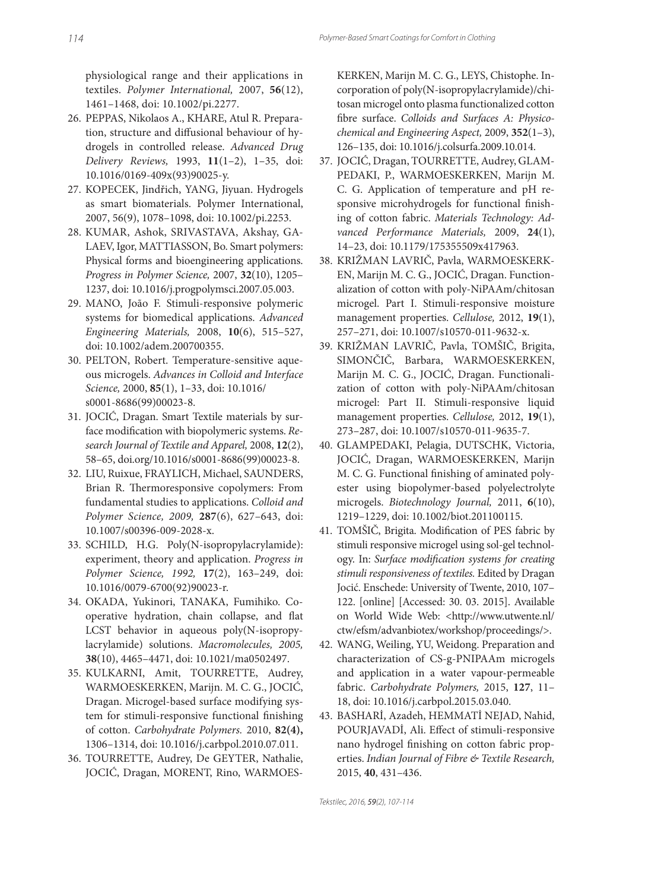physiological range and their applications in textiles. *Polymer International,* 2007, **56**(12), 1461–1468, doi: 10.1002/pi.2277.

26. PEPPAS, Nikolaos A., KHARE, Atul R. Preparation, structure and diffusional behaviour of hydrogels in controlled release. *Advanced Drug Delivery Reviews,* 1993, **11**(1–2), 1–35, doi: 10.1016/0169-409x(93)90025-y.
27. KOPECEK, Jindřich, YANG, Jiyuan. Hydrogels as smart biomaterials. Polymer International, 2007, 56(9), 1078–1098, doi: 10.1002/pi.2253.
28. KUMAR, Ashok, SRIVASTAVA, Akshay, GALAEV, Igor, MATTIASSON, Bo. Smart polymers: Physical forms and bioengineering applications. *Progress in Polymer Science,* 2007, **32**(10), 1205–1237, doi: 10.1016/j.progpolymsci.2007.05.003.
29. MANO, João F. Stimuli-responsive polymeric systems for biomedical applications. *Advanced Engineering Materials,* 2008, **10**(6), 515–527, doi: 10.1002/adem.200700355.
30. PELTON, Robert. Temperature-sensitive aqueous microgels. *Advances in Colloid and Interface Science,* 2000, **85**(1), 1–33, doi: 10.1016/s0001-8686(99)00023-8.
31. JOCIĆ, Dragan. Smart Textile materials by surface modification with biopolymeric systems. *Research Journal of Textile and Apparel,* 2008, **12**(2), 58–65, doi.org/10.1016/s0001-8686(99)00023-8.
32. LIU, Ruixue, FRAYLICH, Michael, SAUNDERS, Brian R. Thermoresponsive copolymers: From fundamental studies to applications. *Colloid and Polymer Science, 2009,* **287**(6), 627–643, doi: 10.1007/s00396-009-2028-x.
33. SCHILD, H.G. Poly(N-isopropylacrylamide): experiment, theory and application. *Progress in Polymer Science, 1992,* **17**(2), 163–249, doi: 10.1016/0079-6700(92)90023-r.
34. OKADA, Yukinori, TANAKA, Fumihiko. Cooperative hydration, chain collapse, and flat LCST behavior in aqueous poly(N-isopropylacrylamide) solutions. *Macromolecules, 2005,* **38**(10), 4465–4471, doi: 10.1021/ma0502497.
35. KULKARNI, Amit, TOURRETTE, Audrey, WARMOESKERKEN, Marijn. M. C. G., JOCIĆ, Dragan. Microgel-based surface modifying system for stimuli-responsive functional finishing of cotton. *Carbohydrate Polymers.* 2010, **82(4),** 1306–1314, doi: 10.1016/j.carbpol.2010.07.011.
36. TOURRETTE, Audrey, De GEYTER, Nathalie, JOCIĆ, Dragan, MORENT, Rino, WARMOESKERKEN, Marijn M. C. G., LEYS, Chistophe. Incorporation of poly(N-isopropylacrylamide)/chitosan microgel onto plasma functionalized cotton fibre surface. *Colloids and Surfaces A: Physicochemical and Engineering Aspect,* 2009, **352**(1–3), 126–135, doi: 10.1016/j.colsurfa.2009.10.014.
37. JOCIĆ, Dragan, TOURRETTE, Audrey, GLAMPEDAKI, P., WARMOESKERKEN, Marijn M. C. G. Application of temperature and pH responsive microhydrogels for functional finishing of cotton fabric. *Materials Technology: Advanced Performance Materials,* 2009, **24**(1), 14–23, doi: 10.1179/175355509x417963.
38. KRIŽMAN LAVRIČ, Pavla, WARMOESKERKEN, Marijn M. C. G., JOCIĆ, Dragan. Functionalization of cotton with poly-NiPAAm/chitosan microgel. Part I. Stimuli-responsive moisture management properties. *Cellulose,* 2012, **19**(1), 257–271, doi: 10.1007/s10570-011-9632-x.
39. KRIŽMAN LAVRIČ, Pavla, TOMŠIČ, Brigita, SIMONČIČ, Barbara, WARMOESKERKEN, Marijn M. C. G., JOCIĆ, Dragan. Functionalization of cotton with poly-NiPAAm/chitosan microgel: Part II. Stimuli-responsive liquid management properties. *Cellulose,* 2012, **19**(1), 273–287, doi: 10.1007/s10570-011-9635-7.
40. GLAMPEDAKI, Pelagia, DUTSCHK, Victoria, JOCIĆ, Dragan, WARMOESKERKEN, Marijn M. C. G. Functional finishing of aminated polyester using biopolymer-based polyelectrolyte microgels. *Biotechnology Journal,* 2011, **6**(10), 1219–1229, doi: 10.1002/biot.201100115.
41. TOMŠIČ, Brigita. Modification of PES fabric by stimuli responsive microgel using sol-gel technology. In: *Surface modification systems for creating stimuli responsiveness of textiles.* Edited by Dragan Jocić. Enschede: University of Twente, 2010, 107–122. [online] [Accessed: 30. 03. 2015]. Available on World Wide Web: <http://www.utwente.nl/ctw/efsm/advanbiotex/workshop/proceedings/>.
42. WANG, Weiling, YU, Weidong. Preparation and characterization of CS-g-PNIPAAm microgels and application in a water vapour-permeable fabric. *Carbohydrate Polymers,* 2015, **127**, 11–18, doi: 10.1016/j.carbpol.2015.03.040.
43. BASHARİ, Azadeh, HEMMATİ NEJAD, Nahid, POURJAVADİ, Ali. Effect of stimuli-responsive nano hydrogel finishing on cotton fabric properties. *Indian Journal of Fibre & Textile Research,* 2015, **40**, 431–436.